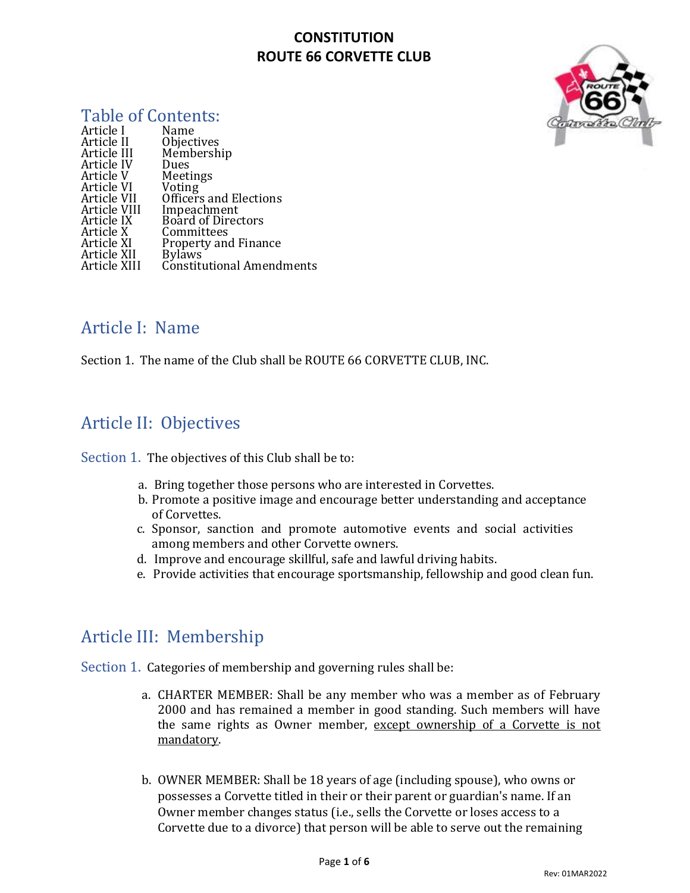# CONSTITUTION
# ROUTE 66 CORVETTE CLUB

## Table of Contents:

| | |
|---|---|
| Article I | Name |
| Article II | Objectives |
| Article III | Membership |
| Article IV | Dues |
| Article V | Meetings |
| Article VI | Voting |
| Article VII | Officers and Elections |
| Article VIII | Impeachment |
| Article IX | Board of Directors |
| Article X | Committees |
| Article XI | Property and Finance |
| Article XII | Bylaws |
| Article XIII | Constitutional Amendments |

## Article I: Name

Section 1. The name of the Club shall be ROUTE 66 CORVETTE CLUB, INC.

## Article II: Objectives

Section 1. The objectives of this Club shall be to:

a. Bring together those persons who are interested in Corvettes.
b. Promote a positive image and encourage better understanding and acceptance of Corvettes.
c. Sponsor, sanction and promote automotive events and social activities among members and other Corvette owners.
d. Improve and encourage skillful, safe and lawful driving habits.
e. Provide activities that encourage sportsmanship, fellowship and good clean fun.

## Article III: Membership

Section 1. Categories of membership and governing rules shall be:

a. CHARTER MEMBER: Shall be any member who was a member as of February 2000 and has remained a member in good standing. Such members will have the same rights as Owner member, <u>except ownership of a Corvette is not mandatory</u>.

b. OWNER MEMBER: Shall be 18 years of age (including spouse), who owns or possesses a Corvette titled in their or their parent or guardian's name. If an Owner member changes status (i.e., sells the Corvette or loses access to a Corvette due to a divorce) that person will be able to serve out the remaining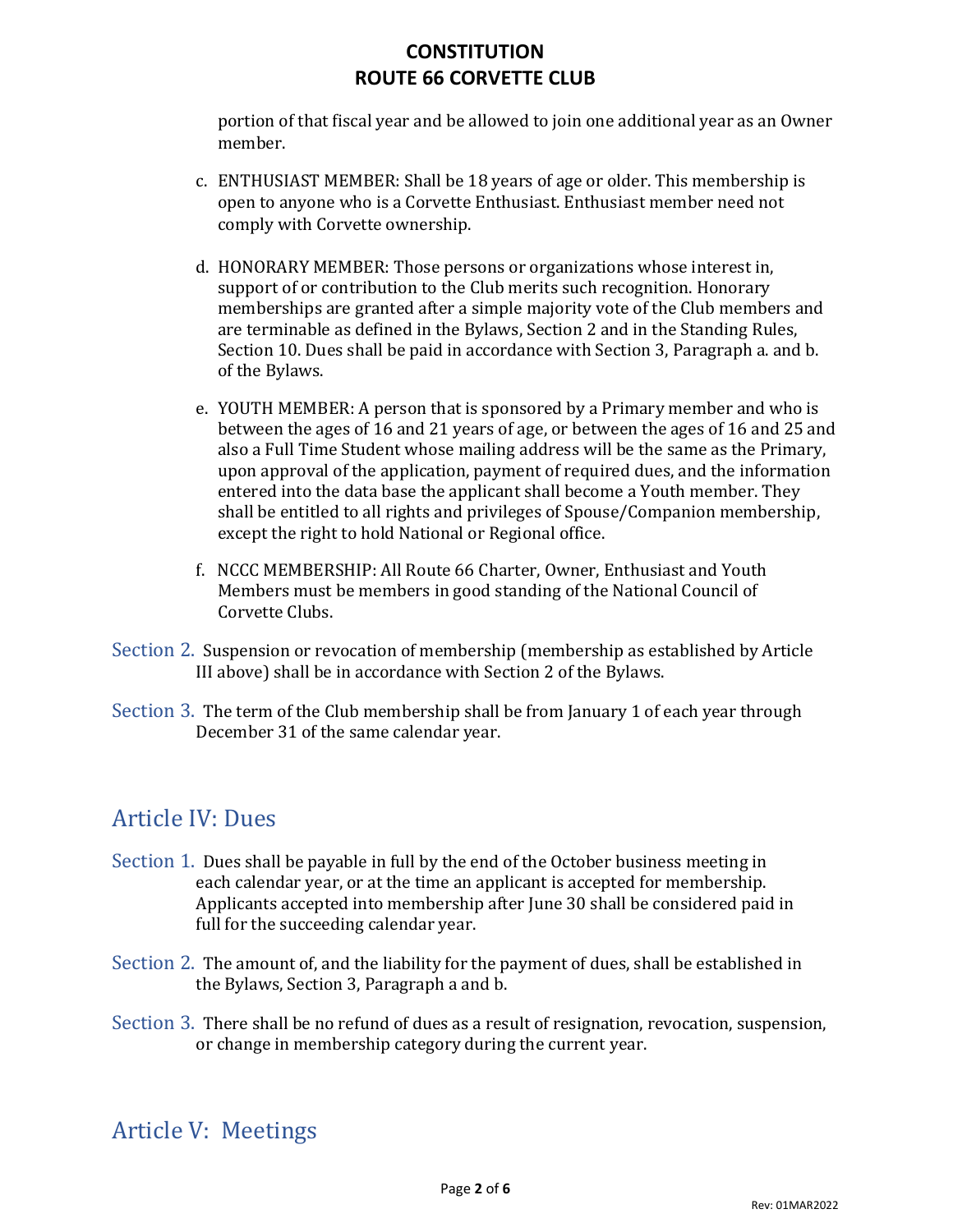portion of that fiscal year and be allowed to join one additional year as an Owner member.

c. ENTHUSIAST MEMBER: Shall be 18 years of age or older. This membership is open to anyone who is a Corvette Enthusiast. Enthusiast member need not comply with Corvette ownership.

d. HONORARY MEMBER: Those persons or organizations whose interest in, support of or contribution to the Club merits such recognition. Honorary memberships are granted after a simple majority vote of the Club members and are terminable as defined in the Bylaws, Section 2 and in the Standing Rules, Section 10. Dues shall be paid in accordance with Section 3, Paragraph a. and b. of the Bylaws.

e. YOUTH MEMBER: A person that is sponsored by a Primary member and who is between the ages of 16 and 21 years of age, or between the ages of 16 and 25 and also a Full Time Student whose mailing address will be the same as the Primary, upon approval of the application, payment of required dues, and the information entered into the data base the applicant shall become a Youth member. They shall be entitled to all rights and privileges of Spouse/Companion membership, except the right to hold National or Regional office.

f. NCCC MEMBERSHIP: All Route 66 Charter, Owner, Enthusiast and Youth Members must be members in good standing of the National Council of Corvette Clubs.

Section 2. Suspension or revocation of membership (membership as established by Article III above) shall be in accordance with Section 2 of the Bylaws.

Section 3. The term of the Club membership shall be from January 1 of each year through December 31 of the same calendar year.

## Article IV: Dues

Section 1. Dues shall be payable in full by the end of the October business meeting in each calendar year, or at the time an applicant is accepted for membership. Applicants accepted into membership after June 30 shall be considered paid in full for the succeeding calendar year.

Section 2. The amount of, and the liability for the payment of dues, shall be established in the Bylaws, Section 3, Paragraph a and b.

Section 3. There shall be no refund of dues as a result of resignation, revocation, suspension, or change in membership category during the current year.

## Article V: Meetings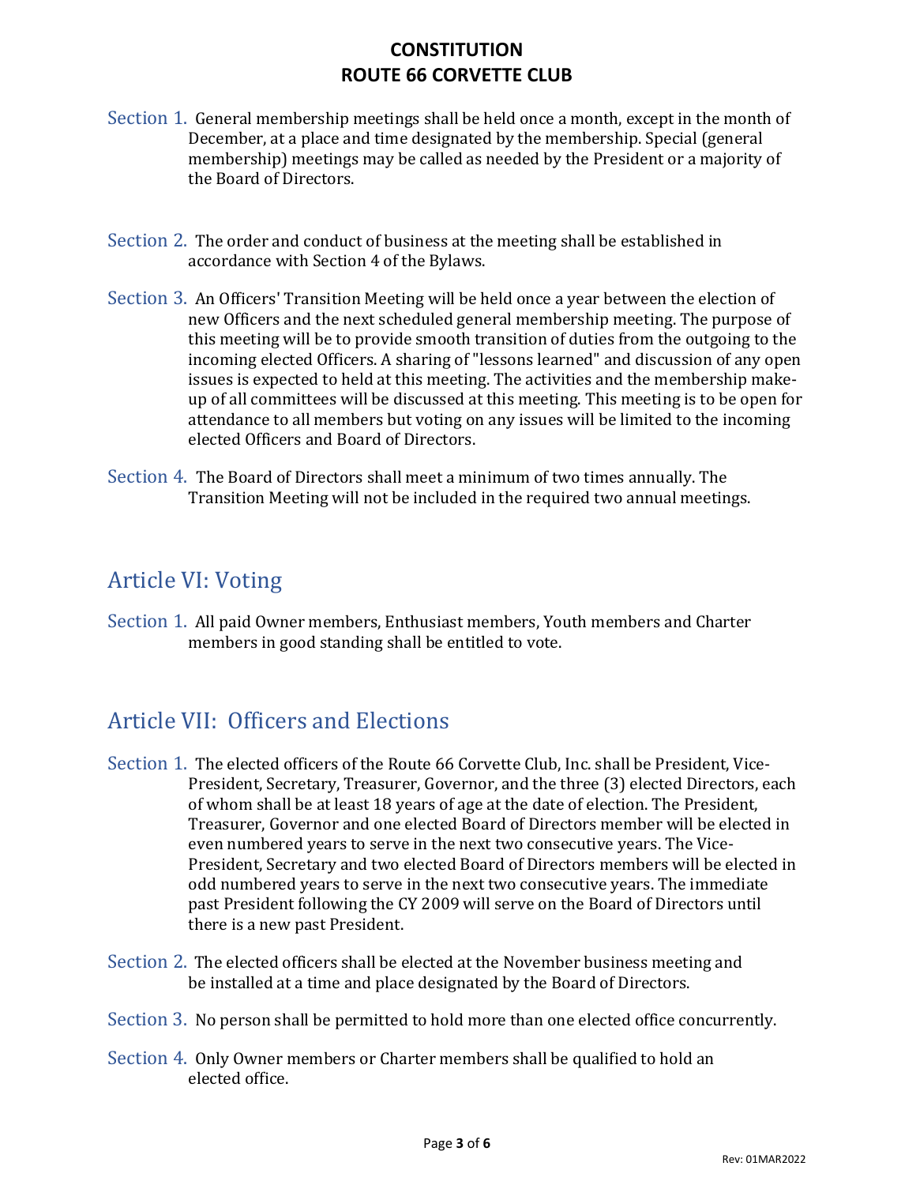Section 1. General membership meetings shall be held once a month, except in the month of December, at a place and time designated by the membership. Special (general membership) meetings may be called as needed by the President or a majority of the Board of Directors.

Section 2. The order and conduct of business at the meeting shall be established in accordance with Section 4 of the Bylaws.

Section 3. An Officers' Transition Meeting will be held once a year between the election of new Officers and the next scheduled general membership meeting. The purpose of this meeting will be to provide smooth transition of duties from the outgoing to the incoming elected Officers. A sharing of "lessons learned" and discussion of any open issues is expected to held at this meeting. The activities and the membership make-up of all committees will be discussed at this meeting. This meeting is to be open for attendance to all members but voting on any issues will be limited to the incoming elected Officers and Board of Directors.

Section 4. The Board of Directors shall meet a minimum of two times annually. The Transition Meeting will not be included in the required two annual meetings.

## Article VI: Voting

Section 1. All paid Owner members, Enthusiast members, Youth members and Charter members in good standing shall be entitled to vote.

## Article VII: Officers and Elections

Section 1. The elected officers of the Route 66 Corvette Club, Inc. shall be President, Vice-President, Secretary, Treasurer, Governor, and the three (3) elected Directors, each of whom shall be at least 18 years of age at the date of election. The President, Treasurer, Governor and one elected Board of Directors member will be elected in even numbered years to serve in the next two consecutive years. The Vice-President, Secretary and two elected Board of Directors members will be elected in odd numbered years to serve in the next two consecutive years. The immediate past President following the CY 2009 will serve on the Board of Directors until there is a new past President.

Section 2. The elected officers shall be elected at the November business meeting and be installed at a time and place designated by the Board of Directors.

Section 3. No person shall be permitted to hold more than one elected office concurrently.

Section 4. Only Owner members or Charter members shall be qualified to hold an elected office.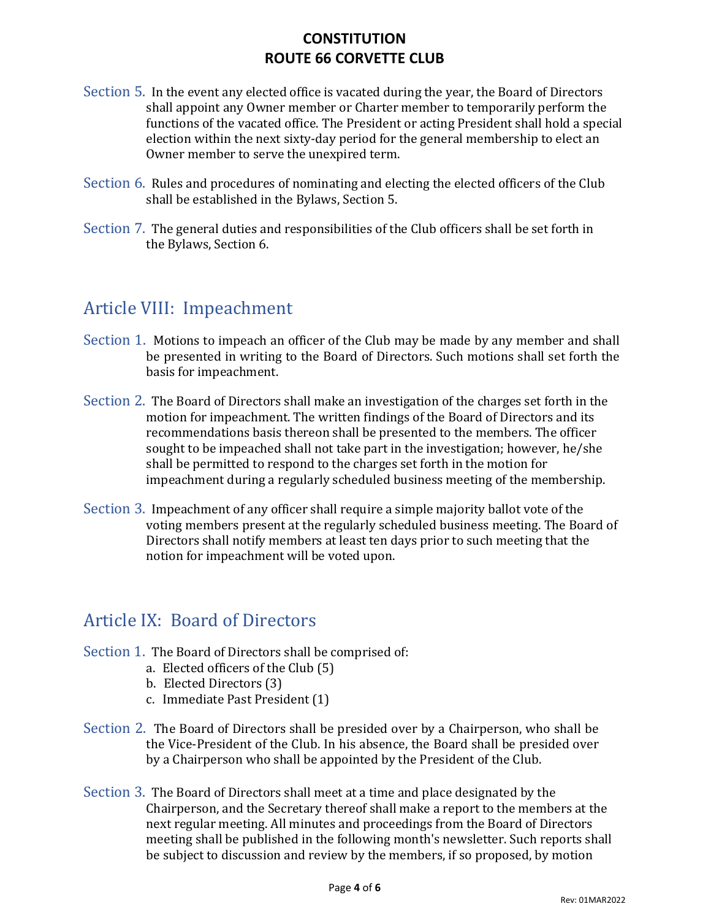Section 5. In the event any elected office is vacated during the year, the Board of Directors shall appoint any Owner member or Charter member to temporarily perform the functions of the vacated office. The President or acting President shall hold a special election within the next sixty-day period for the general membership to elect an Owner member to serve the unexpired term.

Section 6. Rules and procedures of nominating and electing the elected officers of the Club shall be established in the Bylaws, Section 5.

Section 7. The general duties and responsibilities of the Club officers shall be set forth in the Bylaws, Section 6.

## Article VIII: Impeachment

Section 1. Motions to impeach an officer of the Club may be made by any member and shall be presented in writing to the Board of Directors. Such motions shall set forth the basis for impeachment.

Section 2. The Board of Directors shall make an investigation of the charges set forth in the motion for impeachment. The written findings of the Board of Directors and its recommendations basis thereon shall be presented to the members. The officer sought to be impeached shall not take part in the investigation; however, he/she shall be permitted to respond to the charges set forth in the motion for impeachment during a regularly scheduled business meeting of the membership.

Section 3. Impeachment of any officer shall require a simple majority ballot vote of the voting members present at the regularly scheduled business meeting. The Board of Directors shall notify members at least ten days prior to such meeting that the notion for impeachment will be voted upon.

## Article IX: Board of Directors

Section 1. The Board of Directors shall be comprised of:

a. Elected officers of the Club (5)
b. Elected Directors (3)
c. Immediate Past President (1)

Section 2. The Board of Directors shall be presided over by a Chairperson, who shall be the Vice-President of the Club. In his absence, the Board shall be presided over by a Chairperson who shall be appointed by the President of the Club.

Section 3. The Board of Directors shall meet at a time and place designated by the Chairperson, and the Secretary thereof shall make a report to the members at the next regular meeting. All minutes and proceedings from the Board of Directors meeting shall be published in the following month's newsletter. Such reports shall be subject to discussion and review by the members, if so proposed, by motion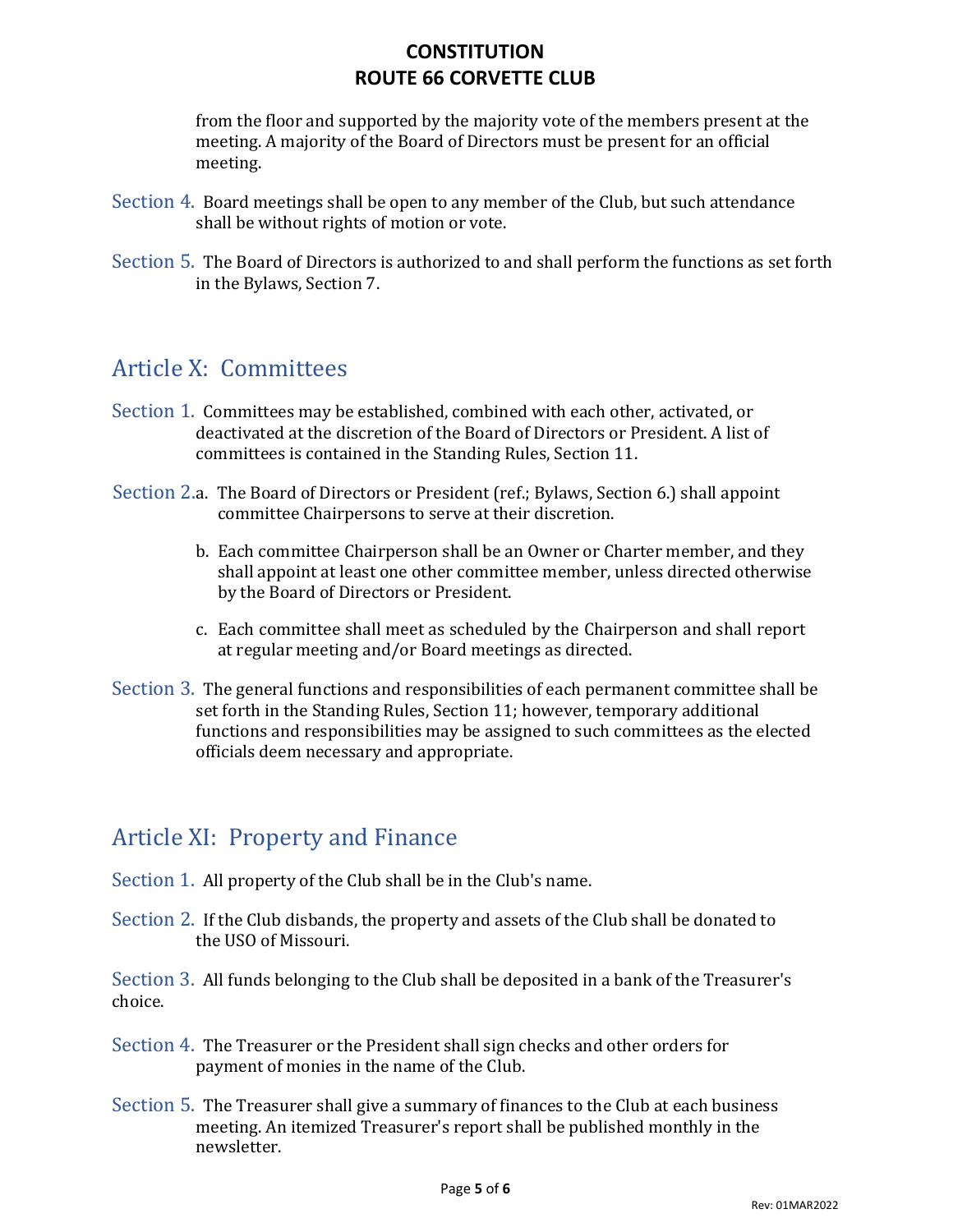from the floor and supported by the majority vote of the members present at the meeting. A majority of the Board of Directors must be present for an official meeting.

Section 4. Board meetings shall be open to any member of the Club, but such attendance shall be without rights of motion or vote.

Section 5. The Board of Directors is authorized to and shall perform the functions as set forth in the Bylaws, Section 7.

## Article X: Committees

Section 1. Committees may be established, combined with each other, activated, or deactivated at the discretion of the Board of Directors or President. A list of committees is contained in the Standing Rules, Section 11.

Section 2.

a. The Board of Directors or President (ref.; Bylaws, Section 6.) shall appoint committee Chairpersons to serve at their discretion.

b. Each committee Chairperson shall be an Owner or Charter member, and they shall appoint at least one other committee member, unless directed otherwise by the Board of Directors or President.

c. Each committee shall meet as scheduled by the Chairperson and shall report at regular meeting and/or Board meetings as directed.

Section 3. The general functions and responsibilities of each permanent committee shall be set forth in the Standing Rules, Section 11; however, temporary additional functions and responsibilities may be assigned to such committees as the elected officials deem necessary and appropriate.

## Article XI: Property and Finance

Section 1. All property of the Club shall be in the Club's name.

Section 2. If the Club disbands, the property and assets of the Club shall be donated to the USO of Missouri.

Section 3. All funds belonging to the Club shall be deposited in a bank of the Treasurer's choice.

Section 4. The Treasurer or the President shall sign checks and other orders for payment of monies in the name of the Club.

Section 5. The Treasurer shall give a summary of finances to the Club at each business meeting. An itemized Treasurer's report shall be published monthly in the newsletter.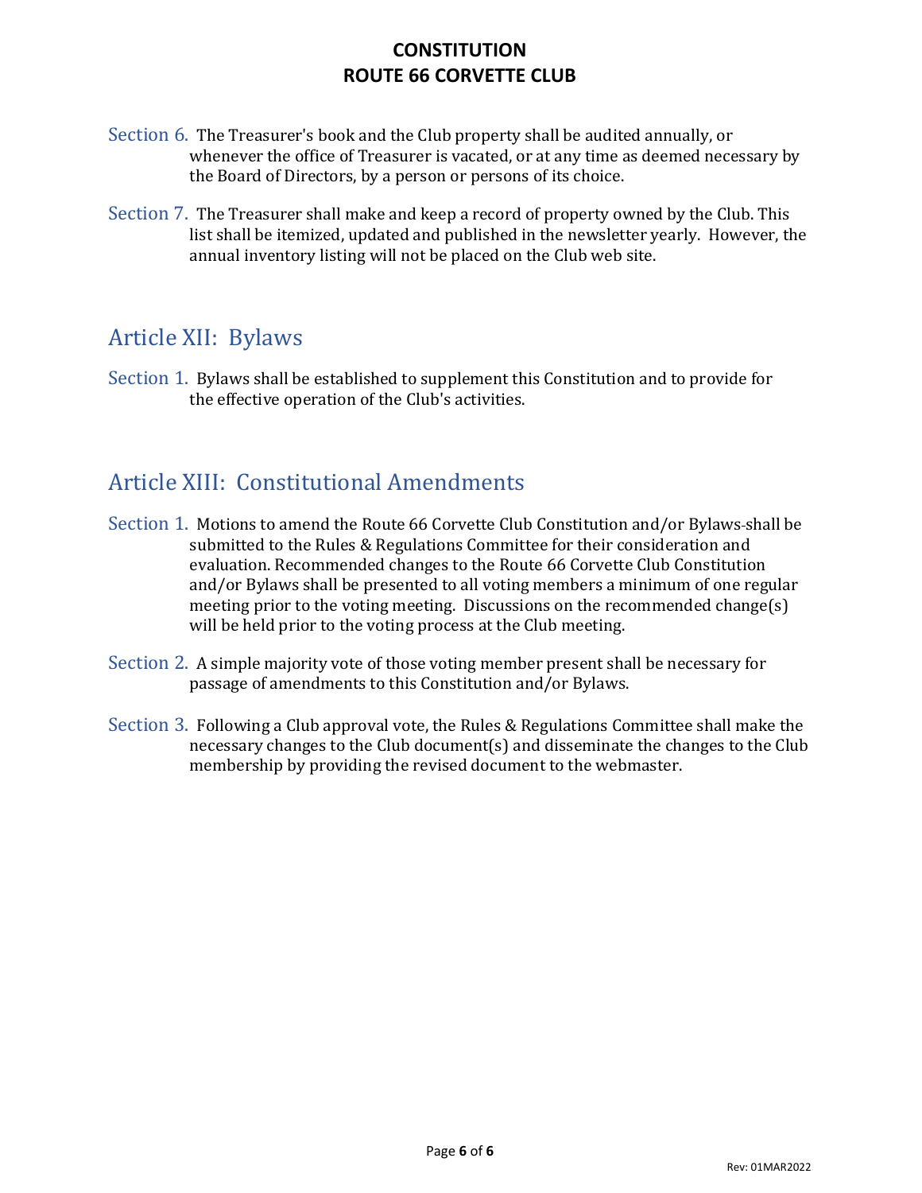Section 6. The Treasurer's book and the Club property shall be audited annually, or whenever the office of Treasurer is vacated, or at any time as deemed necessary by the Board of Directors, by a person or persons of its choice.

Section 7. The Treasurer shall make and keep a record of property owned by the Club. This list shall be itemized, updated and published in the newsletter yearly. However, the annual inventory listing will not be placed on the Club web site.

## Article XII: Bylaws

Section 1. Bylaws shall be established to supplement this Constitution and to provide for the effective operation of the Club's activities.

## Article XIII: Constitutional Amendments

Section 1. Motions to amend the Route 66 Corvette Club Constitution and/or Bylaws shall be submitted to the Rules & Regulations Committee for their consideration and evaluation. Recommended changes to the Route 66 Corvette Club Constitution and/or Bylaws shall be presented to all voting members a minimum of one regular meeting prior to the voting meeting. Discussions on the recommended change(s) will be held prior to the voting process at the Club meeting.

Section 2. A simple majority vote of those voting member present shall be necessary for passage of amendments to this Constitution and/or Bylaws.

Section 3. Following a Club approval vote, the Rules & Regulations Committee shall make the necessary changes to the Club document(s) and disseminate the changes to the Club membership by providing the revised document to the webmaster.